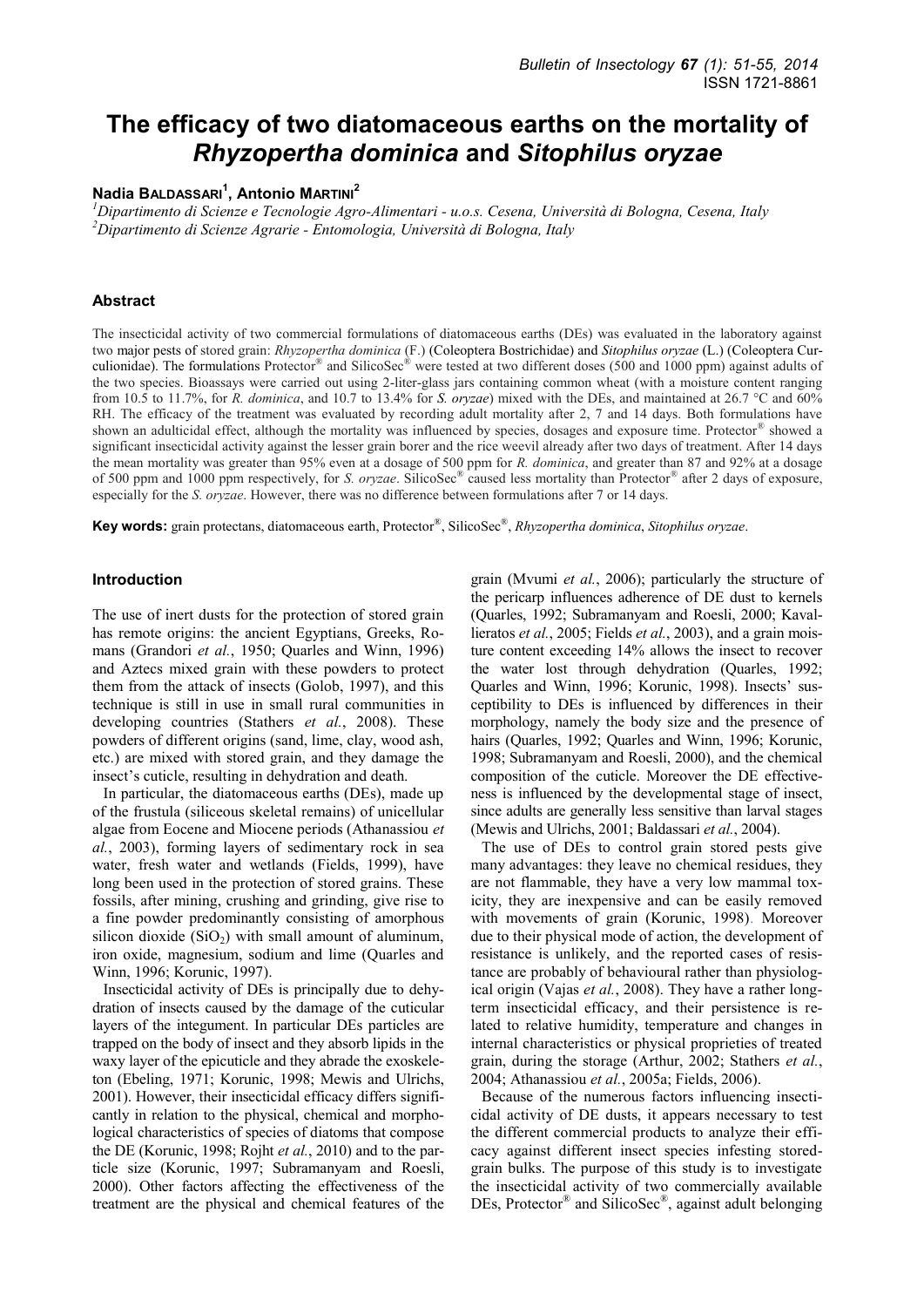# The efficacy of two diatomaceous earths on the mortality of *Rhyzopertha dominica* and *Sitophilus oryzae*

**Nadia Baldassari**[1], **Antonio Martini**[2]

[1]*Dipartimento di Scienze e Tecnologie Agro-Alimentari - u.o.s. Cesena, Università di Bologna, Cesena, Italy*
[2]*Dipartimento di Scienze Agrarie - Entomologia, Università di Bologna, Italy*

## Abstract

The insecticidal activity of two commercial formulations of diatomaceous earths (DEs) was evaluated in the laboratory against two major pests of stored grain: *Rhyzopertha dominica* (F.) (Coleoptera Bostrichidae) and *Sitophilus oryzae* (L.) (Coleoptera Curculionidae). The formulations Protector® and SilicoSec® were tested at two different doses (500 and 1000 ppm) against adults of the two species. Bioassays were carried out using 2-liter-glass jars containing common wheat (with a moisture content ranging from 10.5 to 11.7%, for *R. dominica*, and 10.7 to 13.4% for *S. oryzae*) mixed with the DEs, and maintained at 26.7 °C and 60% RH. The efficacy of the treatment was evaluated by recording adult mortality after 2, 7 and 14 days. Both formulations have shown an adulticidal effect, although the mortality was influenced by species, dosages and exposure time. Protector® showed a significant insecticidal activity against the lesser grain borer and the rice weevil already after two days of treatment. After 14 days the mean mortality was greater than 95% even at a dosage of 500 ppm for *R. dominica*, and greater than 87 and 92% at a dosage of 500 ppm and 1000 ppm respectively, for *S. oryzae*. SilicoSec® caused less mortality than Protector® after 2 days of exposure, especially for the *S. oryzae*. However, there was no difference between formulations after 7 or 14 days.

**Key words:** grain protectans, diatomaceous earth, Protector®, SilicoSec®, *Rhyzopertha dominica*, *Sitophilus oryzae*.

## Introduction

The use of inert dusts for the protection of stored grain has remote origins: the ancient Egyptians, Greeks, Romans (Grandori *et al.*, 1950; Quarles and Winn, 1996) and Aztecs mixed grain with these powders to protect them from the attack of insects (Golob, 1997), and this technique is still in use in small rural communities in developing countries (Stathers *et al.*, 2008). These powders of different origins (sand, lime, clay, wood ash, etc.) are mixed with stored grain, and they damage the insect's cuticle, resulting in dehydration and death.

In particular, the diatomaceous earths (DEs), made up of the frustula (siliceous skeletal remains) of unicellular algae from Eocene and Miocene periods (Athanassiou *et al.*, 2003), forming layers of sedimentary rock in sea water, fresh water and wetlands (Fields, 1999), have long been used in the protection of stored grains. These fossils, after mining, crushing and grinding, give rise to a fine powder predominantly consisting of amorphous silicon dioxide ($SiO_2$) with small amount of aluminum, iron oxide, magnesium, sodium and lime (Quarles and Winn, 1996; Korunic, 1997).

Insecticidal activity of DEs is principally due to dehydration of insects caused by the damage of the cuticular layers of the integument. In particular DEs particles are trapped on the body of insect and they absorb lipids in the waxy layer of the epicuticle and they abrade the exoskeleton (Ebeling, 1971; Korunic, 1998; Mewis and Ulrichs, 2001). However, their insecticidal efficacy differs significantly in relation to the physical, chemical and morphological characteristics of species of diatoms that compose the DE (Korunic, 1998; Rojht *et al.*, 2010) and to the particle size (Korunic, 1997; Subramanyam and Roesli, 2000). Other factors affecting the effectiveness of the treatment are the physical and chemical features of the grain (Mvumi *et al.*, 2006); particularly the structure of the pericarp influences adherence of DE dust to kernels (Quarles, 1992; Subramanyam and Roesli, 2000; Kavallieratos *et al.*, 2005; Fields *et al.*, 2003), and a grain moisture content exceeding 14% allows the insect to recover the water lost through dehydration (Quarles, 1992; Quarles and Winn, 1996; Korunic, 1998). Insects' susceptibility to DEs is influenced by differences in their morphology, namely the body size and the presence of hairs (Quarles, 1992; Quarles and Winn, 1996; Korunic, 1998; Subramanyam and Roesli, 2000), and the chemical composition of the cuticle. Moreover the DE effectiveness is influenced by the developmental stage of insect, since adults are generally less sensitive than larval stages (Mewis and Ulrichs, 2001; Baldassari *et al.*, 2004).

The use of DEs to control grain stored pests give many advantages: they leave no chemical residues, they are not flammable, they have a very low mammal toxicity, they are inexpensive and can be easily removed with movements of grain (Korunic, 1998). Moreover due to their physical mode of action, the development of resistance is unlikely, and the reported cases of resistance are probably of behavioural rather than physiological origin (Vajas *et al.*, 2008). They have a rather long-term insecticidal efficacy, and their persistence is related to relative humidity, temperature and changes in internal characteristics or physical proprieties of treated grain, during the storage (Arthur, 2002; Stathers *et al.*, 2004; Athanassiou *et al.*, 2005a; Fields, 2006).

Because of the numerous factors influencing insecticidal activity of DE dusts, it appears necessary to test the different commercial products to analyze their efficacy against different insect species infesting stored-grain bulks. The purpose of this study is to investigate the insecticidal activity of two commercially available DEs, Protector® and SilicoSec®, against adult belonging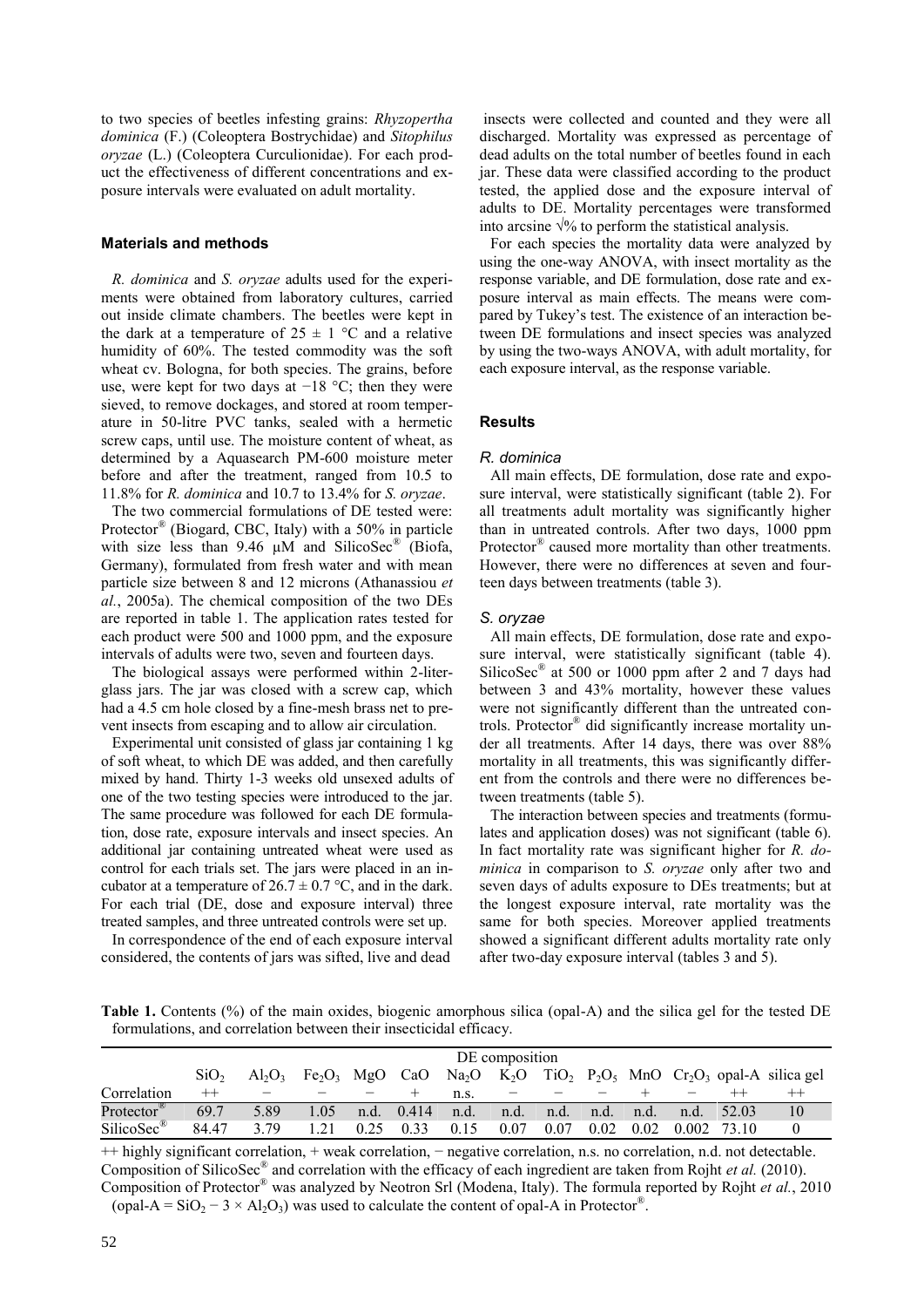to two species of beetles infesting grains: *Rhyzopertha dominica* (F.) (Coleoptera Bostrychidae) and *Sitophilus oryzae* (L.) (Coleoptera Curculionidae). For each product the effectiveness of different concentrations and exposure intervals were evaluated on adult mortality.

## Materials and methods

*R. dominica* and *S. oryzae* adults used for the experiments were obtained from laboratory cultures, carried out inside climate chambers. The beetles were kept in the dark at a temperature of 25 ± 1 °C and a relative humidity of 60%. The tested commodity was the soft wheat cv. Bologna, for both species. The grains, before use, were kept for two days at −18 °C; then they were sieved, to remove dockages, and stored at room temperature in 50-litre PVC tanks, sealed with a hermetic screw caps, until use. The moisture content of wheat, as determined by a Aquasearch PM-600 moisture meter before and after the treatment, ranged from 10.5 to 11.8% for *R. dominica* and 10.7 to 13.4% for *S. oryzae*.

The two commercial formulations of DE tested were: Protector® (Biogard, CBC, Italy) with a 50% in particle with size less than 9.46 µM and SilicoSec® (Biofa, Germany), formulated from fresh water and with mean particle size between 8 and 12 microns (Athanassiou *et al.*, 2005a). The chemical composition of the two DEs are reported in table 1. The application rates tested for each product were 500 and 1000 ppm, and the exposure intervals of adults were two, seven and fourteen days.

The biological assays were performed within 2-liter-glass jars. The jar was closed with a screw cap, which had a 4.5 cm hole closed by a fine-mesh brass net to prevent insects from escaping and to allow air circulation.

Experimental unit consisted of glass jar containing 1 kg of soft wheat, to which DE was added, and then carefully mixed by hand. Thirty 1-3 weeks old unsexed adults of one of the two testing species were introduced to the jar. The same procedure was followed for each DE formulation, dose rate, exposure intervals and insect species. An additional jar containing untreated wheat were used as control for each trials set. The jars were placed in an incubator at a temperature of 26.7 ± 0.7 °C, and in the dark. For each trial (DE, dose and exposure interval) three treated samples, and three untreated controls were set up.

In correspondence of the end of each exposure interval considered, the contents of jars was sifted, live and dead insects were collected and counted and they were all discharged. Mortality was expressed as percentage of dead adults on the total number of beetles found in each jar. These data were classified according to the product tested, the applied dose and the exposure interval of adults to DE. Mortality percentages were transformed into arcsine √% to perform the statistical analysis.

For each species the mortality data were analyzed by using the one-way ANOVA, with insect mortality as the response variable, and DE formulation, dose rate and exposure interval as main effects. The means were compared by Tukey's test. The existence of an interaction between DE formulations and insect species was analyzed by using the two-ways ANOVA, with adult mortality, for each exposure interval, as the response variable.

## Results

### *R. dominica*

All main effects, DE formulation, dose rate and exposure interval, were statistically significant (table 2). For all treatments adult mortality was significantly higher than in untreated controls. After two days, 1000 ppm Protector® caused more mortality than other treatments. However, there were no differences at seven and fourteen days between treatments (table 3).

### *S. oryzae*

All main effects, DE formulation, dose rate and exposure interval, were statistically significant (table 4). SilicoSec® at 500 or 1000 ppm after 2 and 7 days had between 3 and 43% mortality, however these values were not significantly different than the untreated controls. Protector® did significantly increase mortality under all treatments. After 14 days, there was over 88% mortality in all treatments, this was significantly different from the controls and there were no differences between treatments (table 5).

The interaction between species and treatments (formulates and application doses) was not significant (table 6). In fact mortality rate was significant higher for *R. dominica* in comparison to *S. oryzae* only after two and seven days of adults exposure to DEs treatments; but at the longest exposure interval, rate mortality was the same for both species. Moreover applied treatments showed a significant different adults mortality rate only after two-day exposure interval (tables 3 and 5).

**Table 1.** Contents (%) of the main oxides, biogenic amorphous silica (opal-A) and the silica gel for the tested DE formulations, and correlation between their insecticidal efficacy.

| | DE composition | | | | | | | | | | | | |
|---|---|---|---|---|---|---|---|---|---|---|---|---|---|
| | $SiO_2$ | $Al_2O_3$ | $Fe_2O_3$ | MgO | CaO | $Na_2O$ | $K_2O$ | $TiO_2$ | $P_2O_5$ | MnO | $Cr_2O_3$ | opal-A | silica gel |
| Correlation | ++ | − | − | − | + | n.s. | − | − | − | + | − | ++ | ++ |
| Protector® | 69.7 | 5.89 | 1.05 | n.d. | 0.414 | n.d. | n.d. | n.d. | n.d. | n.d. | n.d. | 52.03 | 10 |
| SilicoSec® | 84.47 | 3.79 | 1.21 | 0.25 | 0.33 | 0.15 | 0.07 | 0.07 | 0.02 | 0.02 | 0.002 | 73.10 | 0 |

++ highly significant correlation, + weak correlation, − negative correlation, n.s. no correlation, n.d. not detectable.
Composition of SilicoSec® and correlation with the efficacy of each ingredient are taken from Rojht *et al.* (2010).
Composition of Protector® was analyzed by Neotron Srl (Modena, Italy). The formula reported by Rojht *et al.*, 2010 (opal-A = $SiO_2 - 3 \times Al_2O_3$) was used to calculate the content of opal-A in Protector®.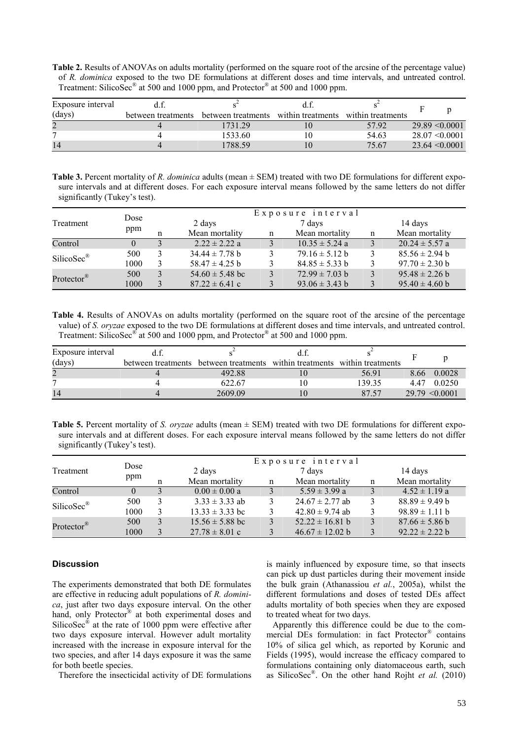**Table 2.** Results of ANOVAs on adults mortality (performed on the square root of the arcsine of the percentage value) of *R. dominica* exposed to the two DE formulations at different doses and time intervals, and untreated control. Treatment: SilicoSec® at 500 and 1000 ppm, and Protector® at 500 and 1000 ppm.

| Exposure interval (days) | d.f. between treatments | $s^2$ between treatments | d.f. within treatments | $s^2$ within treatments | F | p |
|---|---|---|---|---|---|---|
| 2 | 4 | 1731.29 | 10 | 57.92 | 29.89 | <0.0001 |
| 7 | 4 | 1533.60 | 10 | 54.63 | 28.07 | <0.0001 |
| 14 | 4 | 1788.59 | 10 | 75.67 | 23.64 | <0.0001 |

**Table 3.** Percent mortality of *R. dominica* adults (mean ± SEM) treated with two DE formulations for different exposure intervals and at different doses. For each exposure interval means followed by the same letters do not differ significantly (Tukey's test).

| Treatment | Dose ppm | Exposure interval | | | | | |
|---|---|---|---|---|---|---|---|
| | | 2 days | | 7 days | | 14 days | |
| | | n | Mean mortality | n | Mean mortality | n | Mean mortality |
| Control | 0 | 3 | 2.22 ± 2.22 a | 3 | 10.35 ± 5.24 a | 3 | 20.24 ± 5.57 a |
| SilicoSec® | 500 | 3 | 34.44 ± 7.78 b | 3 | 79.16 ± 5.12 b | 3 | 85.56 ± 2.94 b |
| | 1000 | 3 | 58.47 ± 4.25 b | 3 | 84.85 ± 5.33 b | 3 | 97.70 ± 2.30 b |
| Protector® | 500 | 3 | 54.60 ± 5.48 bc | 3 | 72.99 ± 7.03 b | 3 | 95.48 ± 2.26 b |
| | 1000 | 3 | 87.22 ± 6.41 c | 3 | 93.06 ± 3.43 b | 3 | 95.40 ± 4.60 b |

**Table 4.** Results of ANOVAs on adults mortality (performed on the square root of the arcsine of the percentage value) of *S. oryzae* exposed to the two DE formulations at different doses and time intervals, and untreated control. Treatment: SilicoSec® at 500 and 1000 ppm, and Protector® at 500 and 1000 ppm.

| Exposure interval (days) | d.f. between treatments | $s^2$ between treatments | d.f. within treatments | $s^2$ within treatments | F | p |
|---|---|---|---|---|---|---|
| 2 | 4 | 492.88 | 10 | 56.91 | 8.66 | 0.0028 |
| 7 | 4 | 622.67 | 10 | 139.35 | 4.47 | 0.0250 |
| 14 | 4 | 2609.09 | 10 | 87.57 | 29.79 | <0.0001 |

**Table 5.** Percent mortality of *S. oryzae* adults (mean ± SEM) treated with two DE formulations for different exposure intervals and at different doses. For each exposure interval means followed by the same letters do not differ significantly (Tukey's test).

| Treatment | Dose ppm | Exposure interval | | | | | |
|---|---|---|---|---|---|---|---|
| | | 2 days | | 7 days | | 14 days | |
| | | n | Mean mortality | n | Mean mortality | n | Mean mortality |
| Control | 0 | 3 | 0.00 ± 0.00 a | 3 | 5.59 ± 3.99 a | 3 | 4.52 ± 1.19 a |
| SilicoSec® | 500 | 3 | 3.33 ± 3.33 ab | 3 | 24.67 ± 2.77 ab | 3 | 88.89 ± 9.49 b |
| | 1000 | 3 | 13.33 ± 3.33 bc | 3 | 42.80 ± 9.74 ab | 3 | 98.89 ± 1.11 b |
| Protector® | 500 | 3 | 15.56 ± 5.88 bc | 3 | 52.22 ± 16.81 b | 3 | 87.66 ± 5.86 b |
| | 1000 | 3 | 27.78 ± 8.01 c | 3 | 46.67 ± 12.02 b | 3 | 92.22 ± 2.22 b |

## Discussion

The experiments demonstrated that both DE formulates are effective in reducing adult populations of *R. dominica*, just after two days exposure interval. On the other hand, only Protector® at both experimental doses and SilicoSec® at the rate of 1000 ppm were effective after two days exposure interval. However adult mortality increased with the increase in exposure interval for the two species, and after 14 days exposure it was the same for both beetle species.

Therefore the insecticidal activity of DE formulations is mainly influenced by exposure time, so that insects can pick up dust particles during their movement inside the bulk grain (Athanassiou *et al.*, 2005a), whilst the different formulations and doses of tested DEs affect adults mortality of both species when they are exposed to treated wheat for two days.

Apparently this difference could be due to the commercial DEs formulation: in fact Protector® contains 10% of silica gel which, as reported by Korunic and Fields (1995), would increase the efficacy compared to formulations containing only diatomaceous earth, such as SilicoSec®. On the other hand Rojht *et al.* (2010)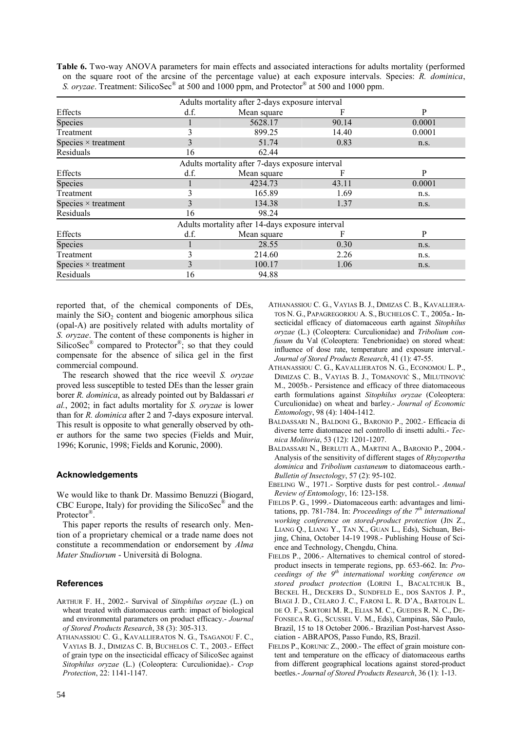**Table 6.** Two-way ANOVA parameters for main effects and associated interactions for adults mortality (performed on the square root of the arcsine of the percentage value) at each exposure intervals. Species: *R. dominica*, *S. oryzae*. Treatment: SilicoSec® at 500 and 1000 ppm, and Protector® at 500 and 1000 ppm.

| Effects | d.f. | Mean square | F | P |
|---|---|---|---|---|
| **Adults mortality after 2-days exposure interval** | | | | |
| Species | 1 | 5628.17 | 90.14 | 0.0001 |
| Treatment | 3 | 899.25 | 14.40 | 0.0001 |
| Species × treatment | 3 | 51.74 | 0.83 | n.s. |
| Residuals | 16 | 62.44 | | |
| **Adults mortality after 7-days exposure interval** | | | | |
| Species | 1 | 4234.73 | 43.11 | 0.0001 |
| Treatment | 3 | 165.89 | 1.69 | n.s. |
| Species × treatment | 3 | 134.38 | 1.37 | n.s. |
| Residuals | 16 | 98.24 | | |
| **Adults mortality after 14-days exposure interval** | | | | |
| Species | 1 | 28.55 | 0.30 | n.s. |
| Treatment | 3 | 214.60 | 2.26 | n.s. |
| Species × treatment | 3 | 100.17 | 1.06 | n.s. |
| Residuals | 16 | 94.88 | | |

reported that, of the chemical components of DEs, mainly the $SiO_2$ content and biogenic amorphous silica (opal-A) are positively related with adults mortality of *S. oryzae*. The content of these components is higher in SilicoSec® compared to Protector®; so that they could compensate for the absence of silica gel in the first commercial compound.

The research showed that the rice weevil *S. oryzae* proved less susceptible to tested DEs than the lesser grain borer *R. dominica*, as already pointed out by Baldassari *et al.*, 2002; in fact adults mortality for *S. oryzae* is lower than for *R. dominica* after 2 and 7-days exposure interval. This result is opposite to what generally observed by other authors for the same two species (Fields and Muir, 1996; Korunic, 1998; Fields and Korunic, 2000).

## Acknowledgements

We would like to thank Dr. Massimo Benuzzi (Biogard, CBC Europe, Italy) for providing the SilicoSec® and the Protector®.

This paper reports the results of research only. Mention of a proprietary chemical or a trade name does not constitute a recommendation or endorsement by *Alma Mater Studiorum* - Università di Bologna.

## References

ARTHUR F. H., 2002.- Survival of *Sitophilus oryzae* (L.) on wheat treated with diatomaceous earth: impact of biological and environmental parameters on product efficacy.- *Journal of Stored Products Research*, 38 (3): 305-313.

ATHANASSIOU C. G., KAVALLIERATOS N. G., TSAGANOU F. C., VAYIAS B. J., DIMIZAS C. B, BUCHELOS C. T., 2003.- Effect of grain type on the insecticidal efficacy of SilicoSec against *Sitophilus oryzae* (L.) (Coleoptera: Curculionidae).- *Crop Protection*, 22: 1141-1147.

ATHANASSIOU C. G., VAYIAS B. J., DIMIZAS C. B., KAVALLIERATOS N. G., PAPAGREGORIOU A. S., BUCHELOS C. T., 2005a.- Insecticidal efficacy of diatomaceous earth against *Sitophilus oryzae* (L.) (Coleoptera: Curculionidae) and *Tribolium confusum* du Val (Coleoptera: Tenebrionidae) on stored wheat: influence of dose rate, temperature and exposure interval.- *Journal of Stored Products Research*, 41 (1): 47-55.

ATHANASSIOU C. G., KAVALLIERATOS N. G., ECONOMOU L. P., DIMIZAS C. B., VAYIAS B. J., TOMANOVIĆ S., MILUTINOVIĆ M., 2005b.- Persistence and efficacy of three diatomaceous earth formulations against *Sitophilus oryzae* (Coleoptera: Curculionidae) on wheat and barley.- *Journal of Economic Entomology*, 98 (4): 1404-1412.

BALDASSARI N., BALDONI G., BARONIO P., 2002.- Efficacia di diverse terre diatomacee nel controllo di insetti adulti.- *Tecnica Molitoria*, 53 (12): 1201-1207.

BALDASSARI N., BERLUTI A., MARTINI A., BARONIO P., 2004.- Analysis of the sensitivity of different stages of *Rhyzopertha dominica* and *Tribolium castaneum* to diatomaceous earth.- *Bulletin of Insectology*, 57 (2): 95-102.

EBELING W., 1971.- Sorptive dusts for pest control.- *Annual Review of Entomology*, 16: 123-158.

FIELDS P. G., 1999.- Diatomaceous earth: advantages and limitations, pp. 781-784. In: *Proceedings of the 7th international working conference on stored-product protection* (JIN Z., LIANG Q., LIANG Y., TAN X., GUAN L., Eds), Sichuan, Beijing, China, October 14-19 1998.- Publishing House of Science and Technology, Chengdu, China.

FIELDS P., 2006.- Alternatives to chemical control of stored-product insects in temperate regions, pp. 653-662. In: *Proceedings of the 9th international working conference on stored product protection* (LORINI I., BACALTCHUK B., BECKEL H., DECKERS D., SUNDFELD E., DOS SANTOS J. P., BIAGI J. D., CELARO J. C., FARONI L. R. D'A., BARTOLIN L. DE O. F., SARTORI M. R., ELIAS M. C., GUEDES R. N. C., DE-FONSECA R. G., SCUSSEL V. M., Eds), Campinas, São Paulo, Brazil, 15 to 18 October 2006.- Brazilian Post-harvest Association - ABRAPOS, Passo Fundo, RS, Brazil.

FIELDS P., KORUNIC Z., 2000.- The effect of grain moisture content and temperature on the efficacy of diatomaceous earths from different geographical locations against stored-product beetles.- *Journal of Stored Products Research*, 36 (1): 1-13.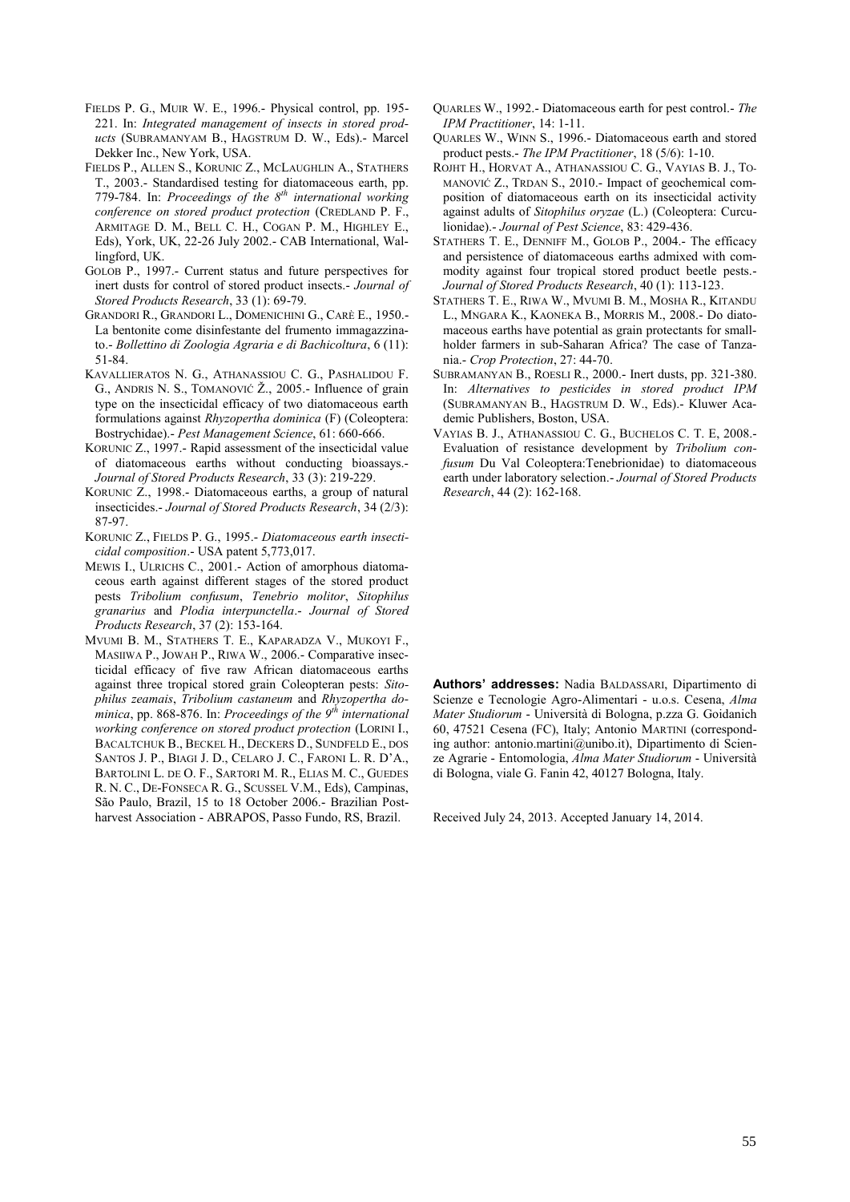FIELDS P. G., MUIR W. E., 1996.- Physical control, pp. 195-221. In: *Integrated management of insects in stored products* (SUBRAMANYAM B., HAGSTRUM D. W., Eds).- Marcel Dekker Inc., New York, USA.

FIELDS P., ALLEN S., KORUNIC Z., MCLAUGHLIN A., STATHERS T., 2003.- Standardised testing for diatomaceous earth, pp. 779-784. In: *Proceedings of the 8th international working conference on stored product protection* (CREDLAND P. F., ARMITAGE D. M., BELL C. H., COGAN P. M., HIGHLEY E., Eds), York, UK, 22-26 July 2002.- CAB International, Wallingford, UK.

GOLOB P., 1997.- Current status and future perspectives for inert dusts for control of stored product insects.- *Journal of Stored Products Research*, 33 (1): 69-79.

GRANDORI R., GRANDORI L., DOMENICHINI G., CARÈ E., 1950.- La bentonite come disinfestante del frumento immagazzinato.- *Bollettino di Zoologia Agraria e di Bachicoltura*, 6 (11): 51-84.

KAVALLIERATOS N. G., ATHANASSIOU C. G., PASHALIDOU F. G., ANDRIS N. S., TOMANOVIĆ Ž., 2005.- Influence of grain type on the insecticidal efficacy of two diatomaceous earth formulations against *Rhyzopertha dominica* (F) (Coleoptera: Bostrychidae).- *Pest Management Science*, 61: 660-666.

KORUNIC Z., 1997.- Rapid assessment of the insecticidal value of diatomaceous earths without conducting bioassays.- *Journal of Stored Products Research*, 33 (3): 219-229.

KORUNIC Z., 1998.- Diatomaceous earths, a group of natural insecticides.- *Journal of Stored Products Research*, 34 (2/3): 87-97.

KORUNIC Z., FIELDS P. G., 1995.- *Diatomaceous earth insecticidal composition*.- USA patent 5,773,017.

MEWIS I., ULRICHS C., 2001.- Action of amorphous diatomaceous earth against different stages of the stored product pests *Tribolium confusum*, *Tenebrio molitor*, *Sitophilus granarius* and *Plodia interpunctella*.- *Journal of Stored Products Research*, 37 (2): 153-164.

MVUMI B. M., STATHERS T. E., KAPARADZA V., MUKOYI F., MASIIWA P., JOWAH P., RIWA W., 2006.- Comparative insecticidal efficacy of five raw African diatomaceous earths against three tropical stored grain Coleopteran pests: *Sitophilus zeamais*, *Tribolium castaneum* and *Rhyzopertha dominica*, pp. 868-876. In: *Proceedings of the 9th international working conference on stored product protection* (LORINI I., BACALTCHUK B., BECKEL H., DECKERS D., SUNDFELD E., DOS SANTOS J. P., BIAGI J. D., CELARO J. C., FARONI L. R. D'A., BARTOLINI L. DE O. F., SARTORI M. R., ELIAS M. C., GUEDES R. N. C., DE-FONSECA R. G., SCUSSEL V.M., Eds), Campinas, São Paulo, Brazil, 15 to 18 October 2006.- Brazilian Postharvest Association - ABRAPOS, Passo Fundo, RS, Brazil.

QUARLES W., 1992.- Diatomaceous earth for pest control.- *The IPM Practitioner*, 14: 1-11.

QUARLES W., WINN S., 1996.- Diatomaceous earth and stored product pests.- *The IPM Practitioner*, 18 (5/6): 1-10.

ROJHT H., HORVAT A., ATHANASSIOU C. G., VAYIAS B. J., TOMANOVIĆ Z., TRDAN S., 2010.- Impact of geochemical composition of diatomaceous earth on its insecticidal activity against adults of *Sitophilus oryzae* (L.) (Coleoptera: Curculionidae).- *Journal of Pest Science*, 83: 429-436.

STATHERS T. E., DENNIFF M., GOLOB P., 2004.- The efficacy and persistence of diatomaceous earths admixed with commodity against four tropical stored product beetle pests.- *Journal of Stored Products Research*, 40 (1): 113-123.

STATHERS T. E., RIWA W., MVUMI B. M., MOSHA R., KITANDU L., MNGARA K., KAONEKA B., MORRIS M., 2008.- Do diatomaceous earths have potential as grain protectants for smallholder farmers in sub-Saharan Africa? The case of Tanzania.- *Crop Protection*, 27: 44-70.

SUBRAMANYAN B., ROESLI R., 2000.- Inert dusts, pp. 321-380. In: *Alternatives to pesticides in stored product IPM* (SUBRAMANYAN B., HAGSTRUM D. W., Eds).- Kluwer Academic Publishers, Boston, USA.

VAYIAS B. J., ATHANASSIOU C. G., BUCHELOS C. T. E, 2008.- Evaluation of resistance development by *Tribolium confusum* Du Val Coleoptera:Tenebrionidae) to diatomaceous earth under laboratory selection.- *Journal of Stored Products Research*, 44 (2): 162-168.

**Authors' addresses:** Nadia BALDASSARI, Dipartimento di Scienze e Tecnologie Agro-Alimentari - u.o.s. Cesena, *Alma Mater Studiorum* - Università di Bologna, p.zza G. Goidanich 60, 47521 Cesena (FC), Italy; Antonio MARTINI (corresponding author: antonio.martini@unibo.it), Dipartimento di Scienze Agrarie - Entomologia, *Alma Mater Studiorum* - Università di Bologna, viale G. Fanin 42, 40127 Bologna, Italy.

Received July 24, 2013. Accepted January 14, 2014.